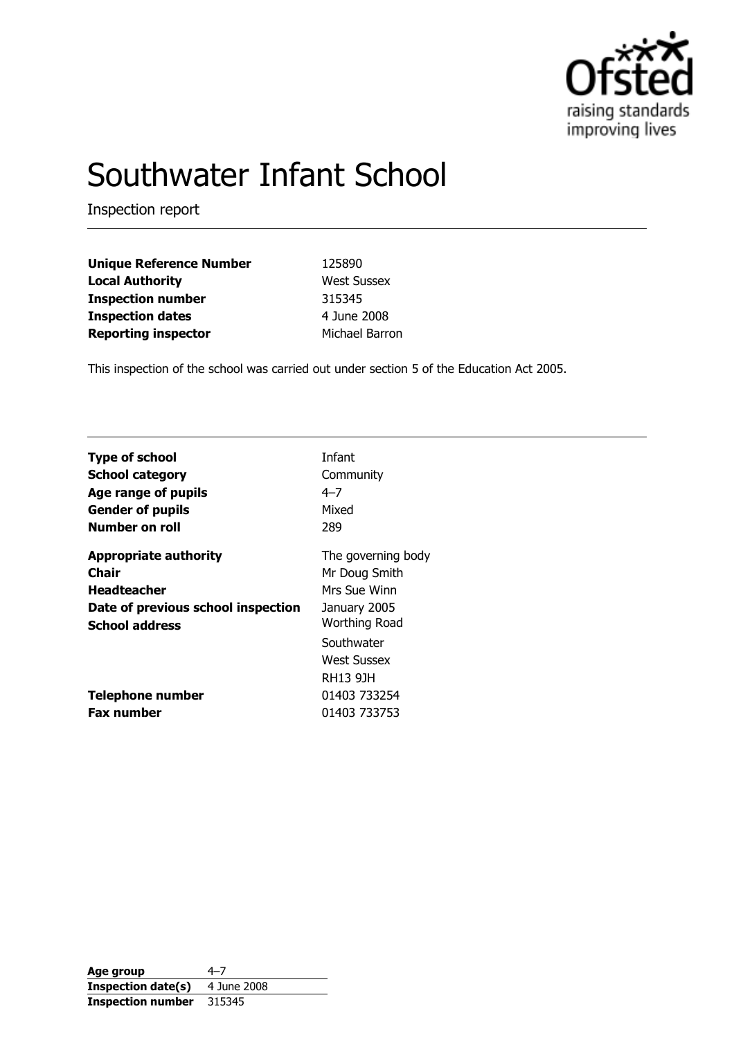# Southwater Infant School

Inspection report

| | |
|---|---|
| **Unique Reference Number** | 125890 |
| **Local Authority** | West Sussex |
| **Inspection number** | 315345 |
| **Inspection dates** | 4 June 2008 |
| **Reporting inspector** | Michael Barron |

This inspection of the school was carried out under section 5 of the Education Act 2005.

| | |
|---|---|
| **Type of school** | Infant |
| **School category** | Community |
| **Age range of pupils** | 4–7 |
| **Gender of pupils** | Mixed |
| **Number on roll** | 289 |
| **Appropriate authority** | The governing body |
| **Chair** | Mr Doug Smith |
| **Headteacher** | Mrs Sue Winn |
| **Date of previous school inspection** | January 2005 |
| **School address** | Worthing Road<br>Southwater<br>West Sussex<br>RH13 9JH |
| **Telephone number** | 01403 733254 |
| **Fax number** | 01403 733753 |

| | |
|---|---|
| **Age group** | 4–7 |
| **Inspection date(s)** | 4 June 2008 |
| **Inspection number** | 315345 |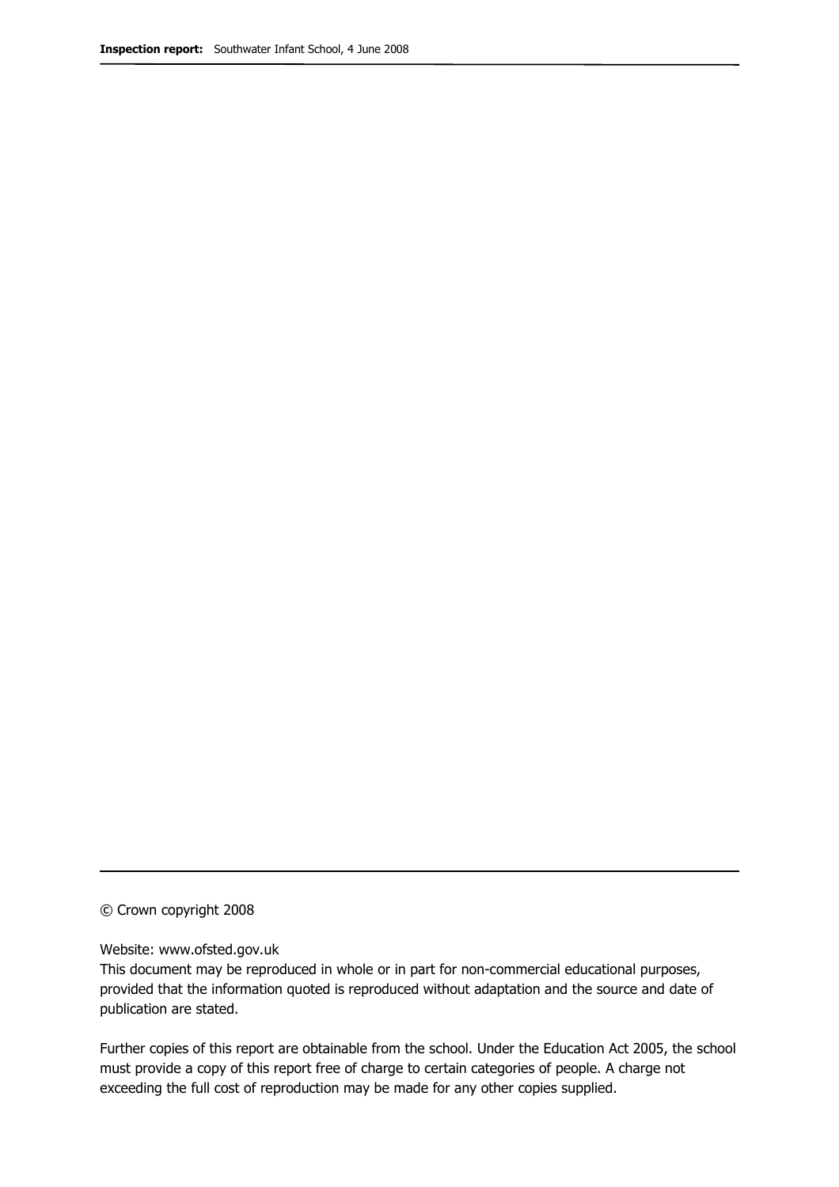© Crown copyright 2008

Website: www.ofsted.gov.uk

This document may be reproduced in whole or in part for non-commercial educational purposes, provided that the information quoted is reproduced without adaptation and the source and date of publication are stated.

Further copies of this report are obtainable from the school. Under the Education Act 2005, the school must provide a copy of this report free of charge to certain categories of people. A charge not exceeding the full cost of reproduction may be made for any other copies supplied.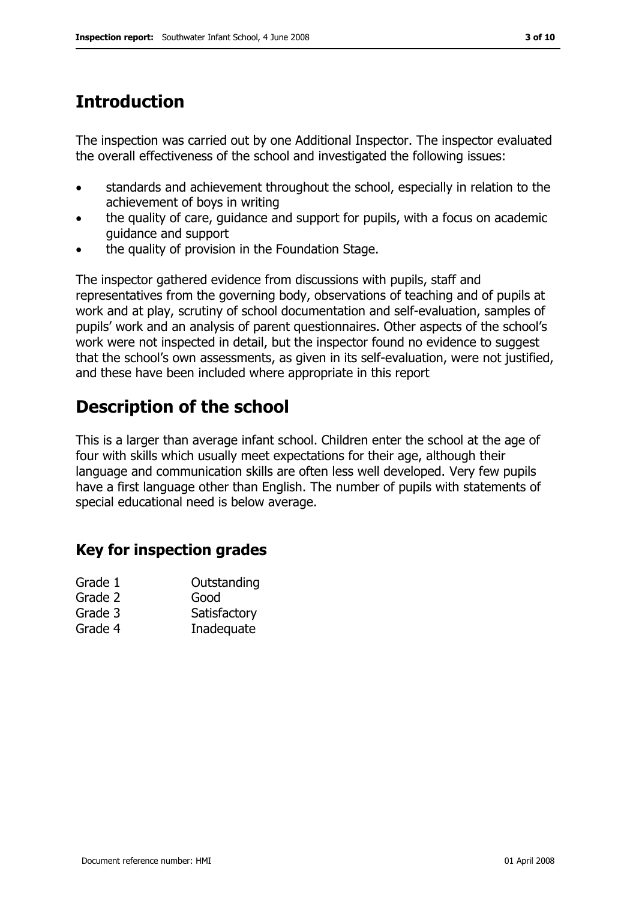# Introduction

The inspection was carried out by one Additional Inspector. The inspector evaluated the overall effectiveness of the school and investigated the following issues:

- standards and achievement throughout the school, especially in relation to the achievement of boys in writing
- the quality of care, guidance and support for pupils, with a focus on academic guidance and support
- the quality of provision in the Foundation Stage.

The inspector gathered evidence from discussions with pupils, staff and representatives from the governing body, observations of teaching and of pupils at work and at play, scrutiny of school documentation and self-evaluation, samples of pupils' work and an analysis of parent questionnaires. Other aspects of the school's work were not inspected in detail, but the inspector found no evidence to suggest that the school's own assessments, as given in its self-evaluation, were not justified, and these have been included where appropriate in this report

# Description of the school

This is a larger than average infant school. Children enter the school at the age of four with skills which usually meet expectations for their age, although their language and communication skills are often less well developed. Very few pupils have a first language other than English. The number of pupils with statements of special educational need is below average.

## Key for inspection grades

| | |
|---|---|
| Grade 1 | Outstanding |
| Grade 2 | Good |
| Grade 3 | Satisfactory |
| Grade 4 | Inadequate |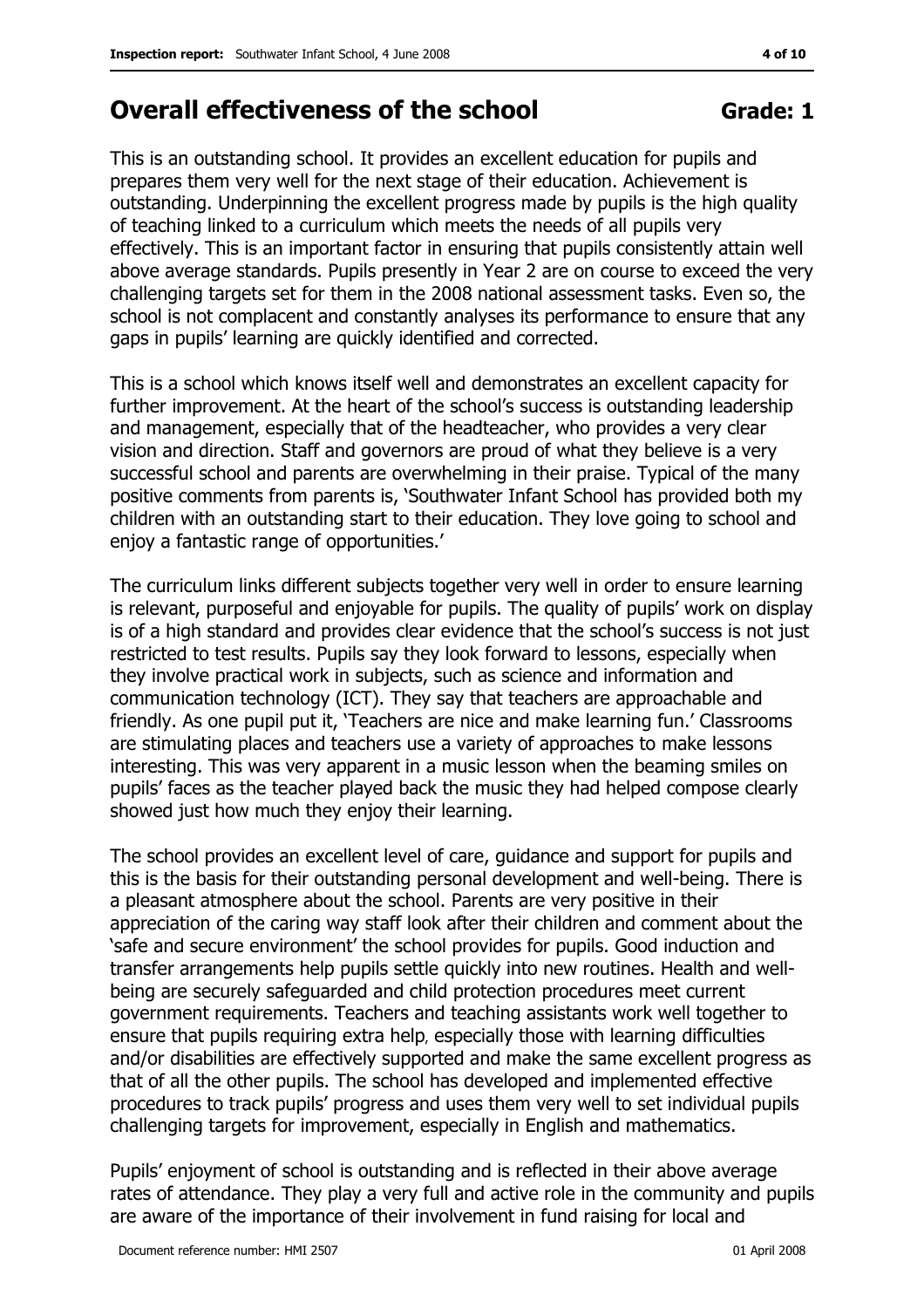## Overall effectiveness of the school **Grade: 1**

This is an outstanding school. It provides an excellent education for pupils and prepares them very well for the next stage of their education. Achievement is outstanding. Underpinning the excellent progress made by pupils is the high quality of teaching linked to a curriculum which meets the needs of all pupils very effectively. This is an important factor in ensuring that pupils consistently attain well above average standards. Pupils presently in Year 2 are on course to exceed the very challenging targets set for them in the 2008 national assessment tasks. Even so, the school is not complacent and constantly analyses its performance to ensure that any gaps in pupils' learning are quickly identified and corrected.

This is a school which knows itself well and demonstrates an excellent capacity for further improvement. At the heart of the school's success is outstanding leadership and management, especially that of the headteacher, who provides a very clear vision and direction. Staff and governors are proud of what they believe is a very successful school and parents are overwhelming in their praise. Typical of the many positive comments from parents is, 'Southwater Infant School has provided both my children with an outstanding start to their education. They love going to school and enjoy a fantastic range of opportunities.'

The curriculum links different subjects together very well in order to ensure learning is relevant, purposeful and enjoyable for pupils. The quality of pupils' work on display is of a high standard and provides clear evidence that the school's success is not just restricted to test results. Pupils say they look forward to lessons, especially when they involve practical work in subjects, such as science and information and communication technology (ICT). They say that teachers are approachable and friendly. As one pupil put it, 'Teachers are nice and make learning fun.' Classrooms are stimulating places and teachers use a variety of approaches to make lessons interesting. This was very apparent in a music lesson when the beaming smiles on pupils' faces as the teacher played back the music they had helped compose clearly showed just how much they enjoy their learning.

The school provides an excellent level of care, guidance and support for pupils and this is the basis for their outstanding personal development and well-being. There is a pleasant atmosphere about the school. Parents are very positive in their appreciation of the caring way staff look after their children and comment about the 'safe and secure environment' the school provides for pupils. Good induction and transfer arrangements help pupils settle quickly into new routines. Health and well-being are securely safeguarded and child protection procedures meet current government requirements. Teachers and teaching assistants work well together to ensure that pupils requiring extra help, especially those with learning difficulties and/or disabilities are effectively supported and make the same excellent progress as that of all the other pupils. The school has developed and implemented effective procedures to track pupils' progress and uses them very well to set individual pupils challenging targets for improvement, especially in English and mathematics.

Pupils' enjoyment of school is outstanding and is reflected in their above average rates of attendance. They play a very full and active role in the community and pupils are aware of the importance of their involvement in fund raising for local and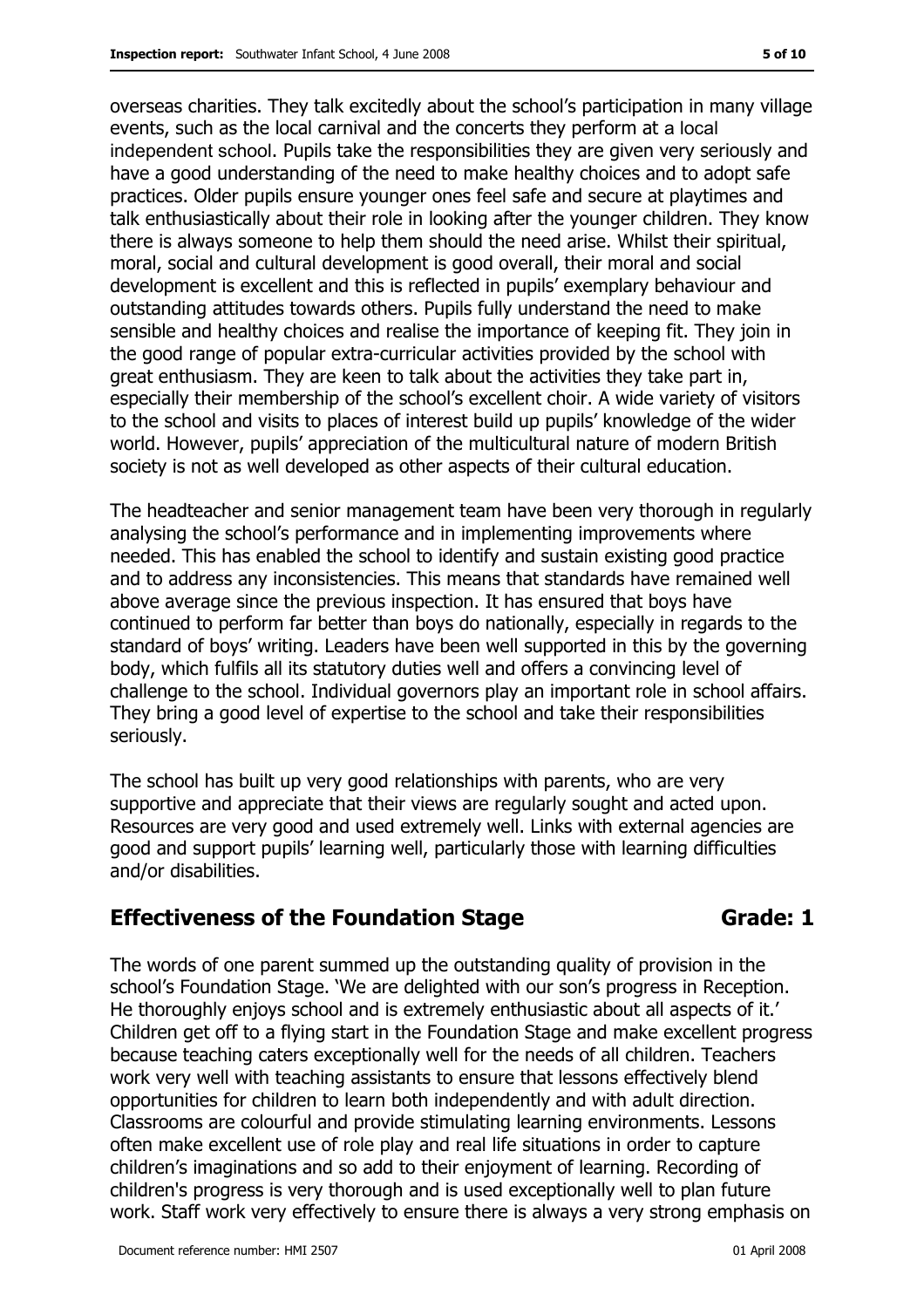overseas charities. They talk excitedly about the school's participation in many village events, such as the local carnival and the concerts they perform at a local independent school. Pupils take the responsibilities they are given very seriously and have a good understanding of the need to make healthy choices and to adopt safe practices. Older pupils ensure younger ones feel safe and secure at playtimes and talk enthusiastically about their role in looking after the younger children. They know there is always someone to help them should the need arise. Whilst their spiritual, moral, social and cultural development is good overall, their moral and social development is excellent and this is reflected in pupils' exemplary behaviour and outstanding attitudes towards others. Pupils fully understand the need to make sensible and healthy choices and realise the importance of keeping fit. They join in the good range of popular extra-curricular activities provided by the school with great enthusiasm. They are keen to talk about the activities they take part in, especially their membership of the school's excellent choir. A wide variety of visitors to the school and visits to places of interest build up pupils' knowledge of the wider world. However, pupils' appreciation of the multicultural nature of modern British society is not as well developed as other aspects of their cultural education.

The headteacher and senior management team have been very thorough in regularly analysing the school's performance and in implementing improvements where needed. This has enabled the school to identify and sustain existing good practice and to address any inconsistencies. This means that standards have remained well above average since the previous inspection. It has ensured that boys have continued to perform far better than boys do nationally, especially in regards to the standard of boys' writing. Leaders have been well supported in this by the governing body, which fulfils all its statutory duties well and offers a convincing level of challenge to the school. Individual governors play an important role in school affairs. They bring a good level of expertise to the school and take their responsibilities seriously.

The school has built up very good relationships with parents, who are very supportive and appreciate that their views are regularly sought and acted upon. Resources are very good and used extremely well. Links with external agencies are good and support pupils' learning well, particularly those with learning difficulties and/or disabilities.

## Effectiveness of the Foundation Stage — Grade: 1

The words of one parent summed up the outstanding quality of provision in the school's Foundation Stage. 'We are delighted with our son's progress in Reception. He thoroughly enjoys school and is extremely enthusiastic about all aspects of it.' Children get off to a flying start in the Foundation Stage and make excellent progress because teaching caters exceptionally well for the needs of all children. Teachers work very well with teaching assistants to ensure that lessons effectively blend opportunities for children to learn both independently and with adult direction. Classrooms are colourful and provide stimulating learning environments. Lessons often make excellent use of role play and real life situations in order to capture children's imaginations and so add to their enjoyment of learning. Recording of children's progress is very thorough and is used exceptionally well to plan future work. Staff work very effectively to ensure there is always a very strong emphasis on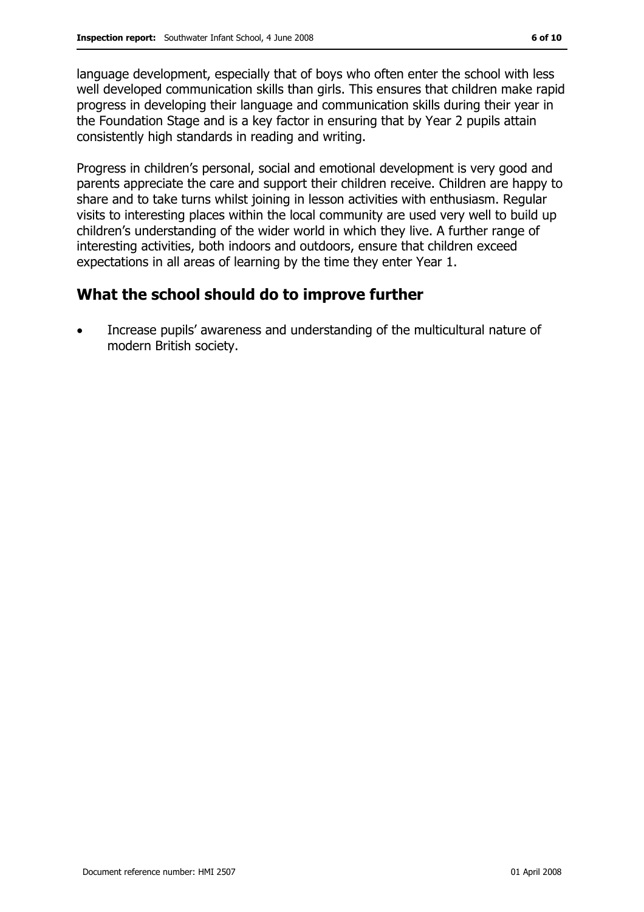language development, especially that of boys who often enter the school with less well developed communication skills than girls. This ensures that children make rapid progress in developing their language and communication skills during their year in the Foundation Stage and is a key factor in ensuring that by Year 2 pupils attain consistently high standards in reading and writing.

Progress in children's personal, social and emotional development is very good and parents appreciate the care and support their children receive. Children are happy to share and to take turns whilst joining in lesson activities with enthusiasm. Regular visits to interesting places within the local community are used very well to build up children's understanding of the wider world in which they live. A further range of interesting activities, both indoors and outdoors, ensure that children exceed expectations in all areas of learning by the time they enter Year 1.

## What the school should do to improve further

- Increase pupils' awareness and understanding of the multicultural nature of modern British society.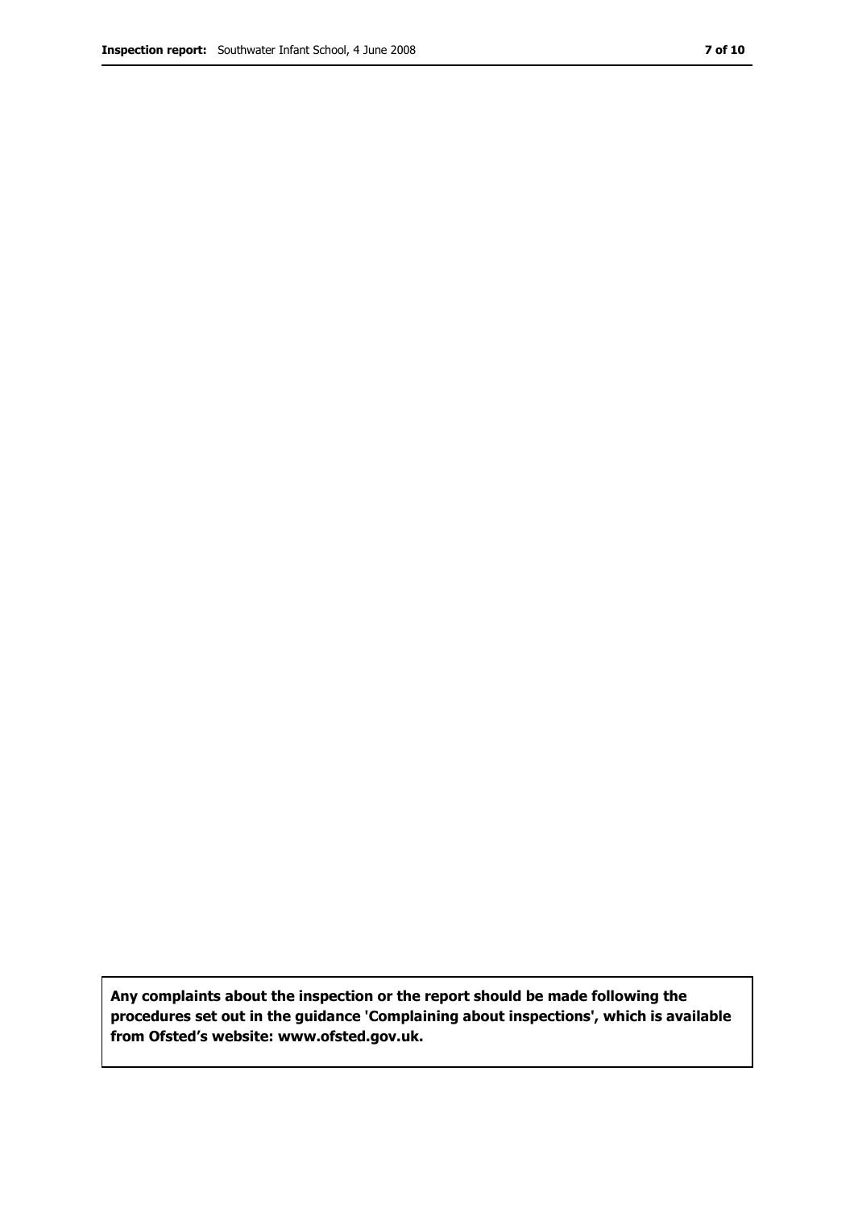**Any complaints about the inspection or the report should be made following the procedures set out in the guidance 'Complaining about inspections', which is available from Ofsted's website: www.ofsted.gov.uk.**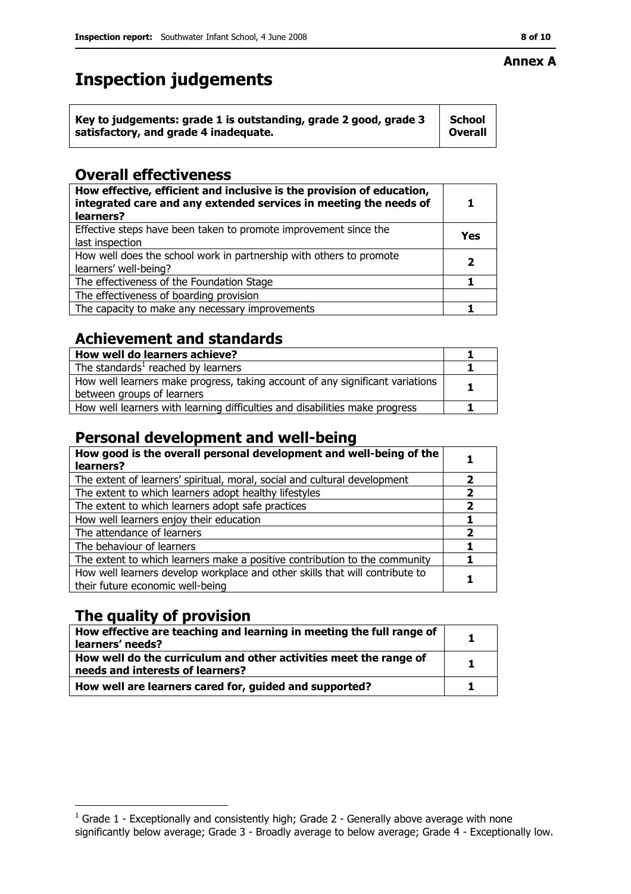**Annex A**

# Inspection judgements

| Key to judgements: grade 1 is outstanding, grade 2 good, grade 3 satisfactory, and grade 4 inadequate. | School Overall |
|---|---|

## Overall effectiveness

| | |
|---|---|
| **How effective, efficient and inclusive is the provision of education, integrated care and any extended services in meeting the needs of learners?** | **1** |
| Effective steps have been taken to promote improvement since the last inspection | **Yes** |
| How well does the school work in partnership with others to promote learners' well-being? | **2** |
| The effectiveness of the Foundation Stage | **1** |
| The effectiveness of boarding provision | |
| The capacity to make any necessary improvements | **1** |

## Achievement and standards

| | |
|---|---|
| **How well do learners achieve?** | **1** |
| The standards[1] reached by learners | **1** |
| How well learners make progress, taking account of any significant variations between groups of learners | **1** |
| How well learners with learning difficulties and disabilities make progress | **1** |

## Personal development and well-being

| | |
|---|---|
| **How good is the overall personal development and well-being of the learners?** | **1** |
| The extent of learners' spiritual, moral, social and cultural development | **2** |
| The extent to which learners adopt healthy lifestyles | **2** |
| The extent to which learners adopt safe practices | **2** |
| How well learners enjoy their education | **1** |
| The attendance of learners | **2** |
| The behaviour of learners | **1** |
| The extent to which learners make a positive contribution to the community | **1** |
| How well learners develop workplace and other skills that will contribute to their future economic well-being | **1** |

## The quality of provision

| | |
|---|---|
| **How effective are teaching and learning in meeting the full range of learners' needs?** | **1** |
| **How well do the curriculum and other activities meet the range of needs and interests of learners?** | **1** |
| **How well are learners cared for, guided and supported?** | **1** |

[1] Grade 1 - Exceptionally and consistently high; Grade 2 - Generally above average with none significantly below average; Grade 3 - Broadly average to below average; Grade 4 - Exceptionally low.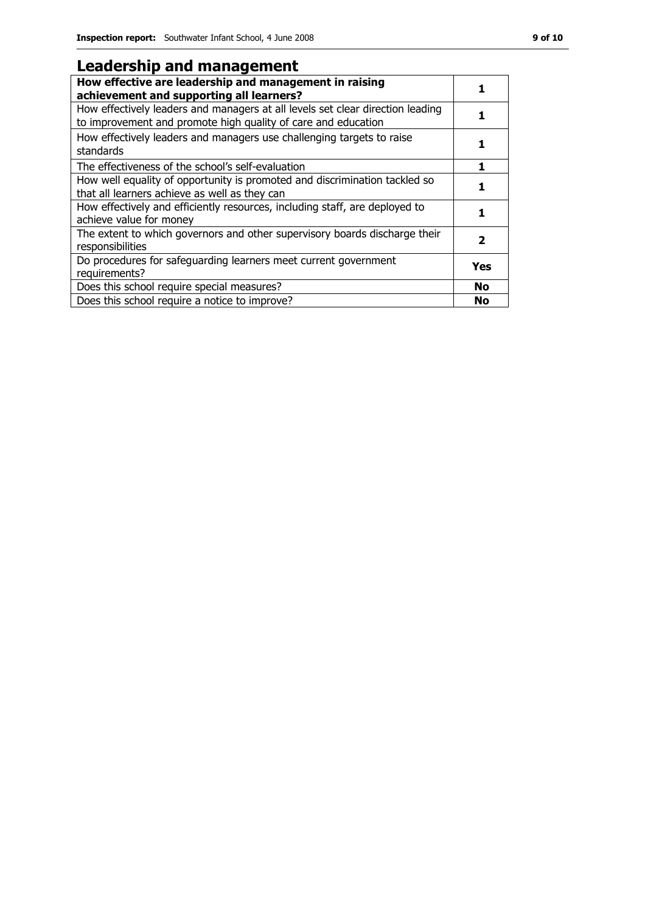## Leadership and management

| **How effective are leadership and management in raising achievement and supporting all learners?** | **1** |
|---|---|
| How effectively leaders and managers at all levels set clear direction leading to improvement and promote high quality of care and education | **1** |
| How effectively leaders and managers use challenging targets to raise standards | **1** |
| The effectiveness of the school's self-evaluation | **1** |
| How well equality of opportunity is promoted and discrimination tackled so that all learners achieve as well as they can | **1** |
| How effectively and efficiently resources, including staff, are deployed to achieve value for money | **1** |
| The extent to which governors and other supervisory boards discharge their responsibilities | **2** |
| Do procedures for safeguarding learners meet current government requirements? | **Yes** |
| Does this school require special measures? | **No** |
| Does this school require a notice to improve? | **No** |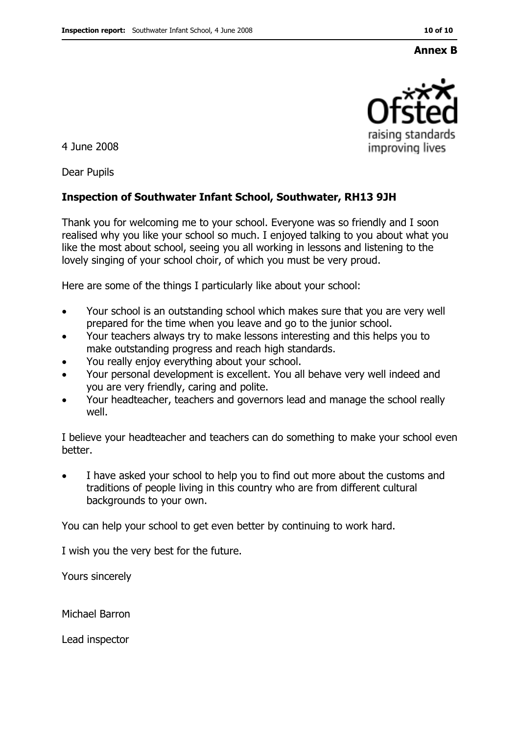**Annex B**

4 June 2008

Dear Pupils

**Inspection of Southwater Infant School, Southwater, RH13 9JH**

Thank you for welcoming me to your school. Everyone was so friendly and I soon realised why you like your school so much. I enjoyed talking to you about what you like the most about school, seeing you all working in lessons and listening to the lovely singing of your school choir, of which you must be very proud.

Here are some of the things I particularly like about your school:

- Your school is an outstanding school which makes sure that you are very well prepared for the time when you leave and go to the junior school.
- Your teachers always try to make lessons interesting and this helps you to make outstanding progress and reach high standards.
- You really enjoy everything about your school.
- Your personal development is excellent. You all behave very well indeed and you are very friendly, caring and polite.
- Your headteacher, teachers and governors lead and manage the school really well.

I believe your headteacher and teachers can do something to make your school even better.

- I have asked your school to help you to find out more about the customs and traditions of people living in this country who are from different cultural backgrounds to your own.

You can help your school to get even better by continuing to work hard.

I wish you the very best for the future.

Yours sincerely

Michael Barron

Lead inspector